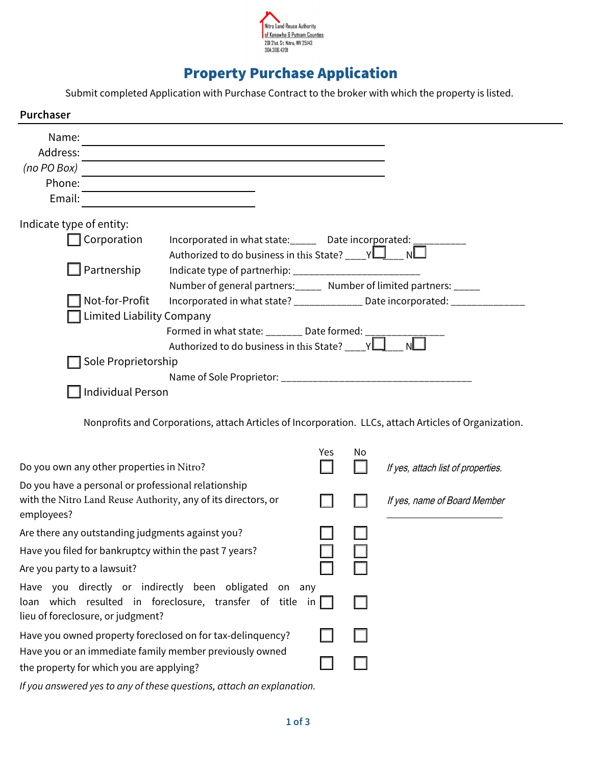Nitro Land Reuse Authority
of Kanawha & Putnam Counties
201 21st St. Nitro, WV 25143
304.306.4201

# Property Purchase Application

Submit completed Application with Purchase Contract to the broker with which the property is listed.

## Purchaser

Name: ______________________________
Address: ______________________________
*(no PO Box)* ______________________________
Phone: ____________________
Email: ____________________

Indicate type of entity:

- ☐ Corporation — Incorporated in what state:_____ Date incorporated: __________
  Authorized to do business in this State? ____Y☐____ N☐
- ☐ Partnership — Indicate type of partnerhip: ________________________
  Number of general partners:_____ Number of limited partners: _____
- ☐ Not-for-Profit — Incorporated in what state? _____________ Date incorporated: ______________
- ☐ Limited Liability Company
  Formed in what state: _______ Date formed: _______________
  Authorized to do business in this State? ____Y☐____ N☐
- ☐ Sole Proprietorship
  Name of Sole Proprietor: ____________________________________
- ☐ Individual Person

Nonprofits and Corporations, attach Articles of Incorporation. LLCs, attach Articles of Organization.

| | Yes | No | |
|---|---|---|---|
| Do you own any other properties in Nitro? | ☐ | ☐ | *If yes, attach list of properties.* |
| Do you have a personal or professional relationship with the Nitro Land Reuse Authority, any of its directors, or employees? | ☐ | ☐ | *If yes, name of Board Member* ______________________ |
| Are there any outstanding judgments against you? | ☐ | ☐ | |
| Have you filed for bankruptcy within the past 7 years? | ☐ | ☐ | |
| Are you party to a lawsuit? | ☐ | ☐ | |
| Have you directly or indirectly been obligated on any loan which resulted in foreclosure, transfer of title in lieu of foreclosure, or judgment? | ☐ | ☐ | |
| Have you owned property foreclosed on for tax-delinquency? | ☐ | ☐ | |
| Have you or an immediate family member previously owned the property for which you are applying? | ☐ | ☐ | |

*If you answered yes to any of these questions, attach an explanation.*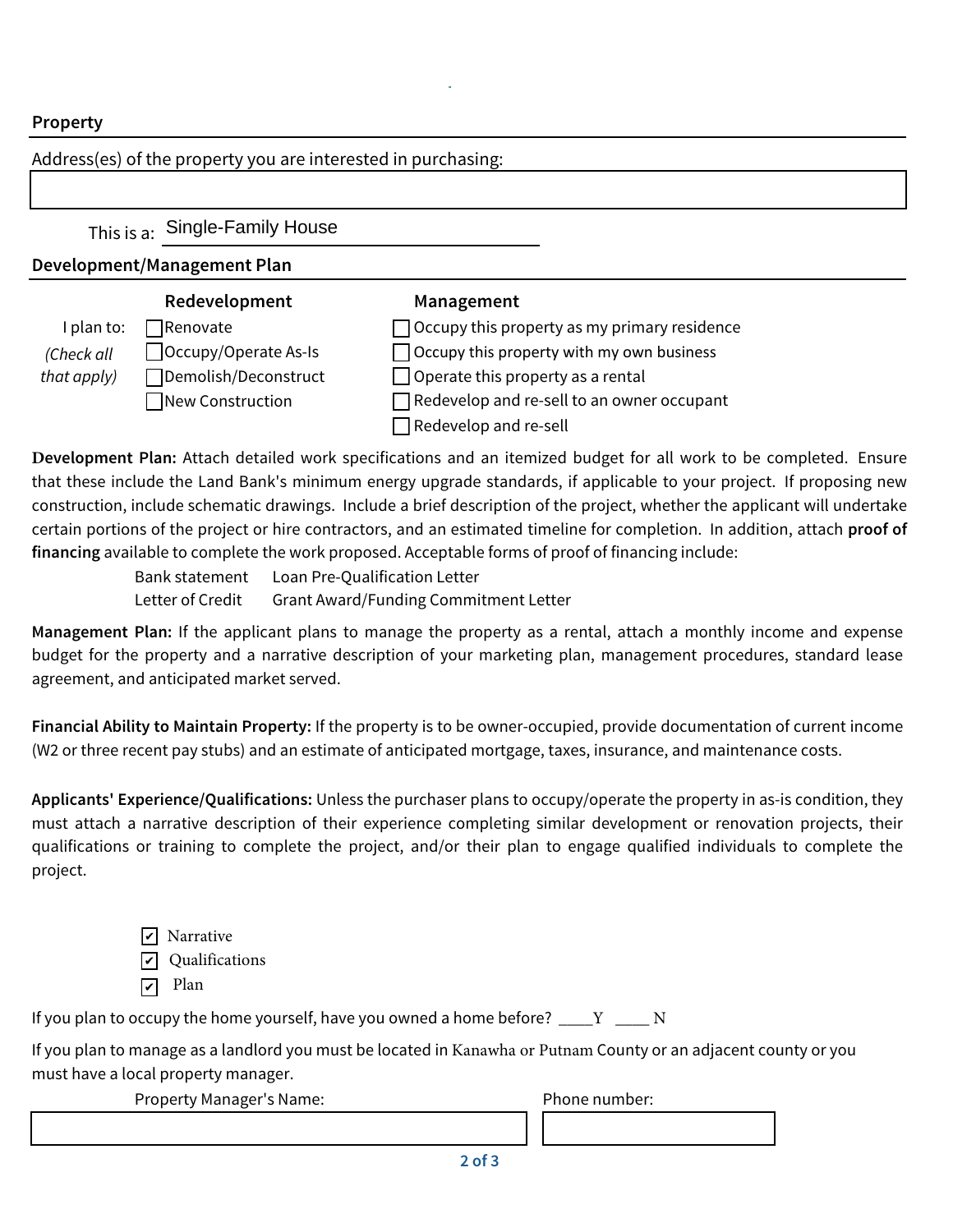## Property

Address(es) of the property you are interested in purchasing:

This is a: Single-Family House

## Development/Management Plan

| | Redevelopment | Management |
|---|---|---|
| I plan to: | ☐ Renovate | ☐ Occupy this property as my primary residence |
| *(Check all* | ☐ Occupy/Operate As-Is | ☐ Occupy this property with my own business |
| *that apply)* | ☐ Demolish/Deconstruct | ☐ Operate this property as a rental |
| | ☐ New Construction | ☐ Redevelop and re-sell to an owner occupant |
| | | ☐ Redevelop and re-sell |

**Development Plan:** Attach detailed work specifications and an itemized budget for all work to be completed. Ensure that these include the Land Bank's minimum energy upgrade standards, if applicable to your project. If proposing new construction, include schematic drawings. Include a brief description of the project, whether the applicant will undertake certain portions of the project or hire contractors, and an estimated timeline for completion. In addition, attach **proof of financing** available to complete the work proposed. Acceptable forms of proof of financing include:

| | |
|---|---|
| Bank statement | Loan Pre-Qualification Letter |
| Letter of Credit | Grant Award/Funding Commitment Letter |

**Management Plan:** If the applicant plans to manage the property as a rental, attach a monthly income and expense budget for the property and a narrative description of your marketing plan, management procedures, standard lease agreement, and anticipated market served.

**Financial Ability to Maintain Property:** If the property is to be owner-occupied, provide documentation of current income (W2 or three recent pay stubs) and an estimate of anticipated mortgage, taxes, insurance, and maintenance costs.

**Applicants' Experience/Qualifications:** Unless the purchaser plans to occupy/operate the property in as-is condition, they must attach a narrative description of their experience completing similar development or renovation projects, their qualifications or training to complete the project, and/or their plan to engage qualified individuals to complete the project.

- ☑ Narrative
- ☑ Qualifications
- ☑ Plan

If you plan to occupy the home yourself, have you owned a home before? ____Y ____ N

If you plan to manage as a landlord you must be located in Kanawha or Putnam County or an adjacent county or you must have a local property manager.

| Property Manager's Name: | Phone number: |
|---|---|
| | |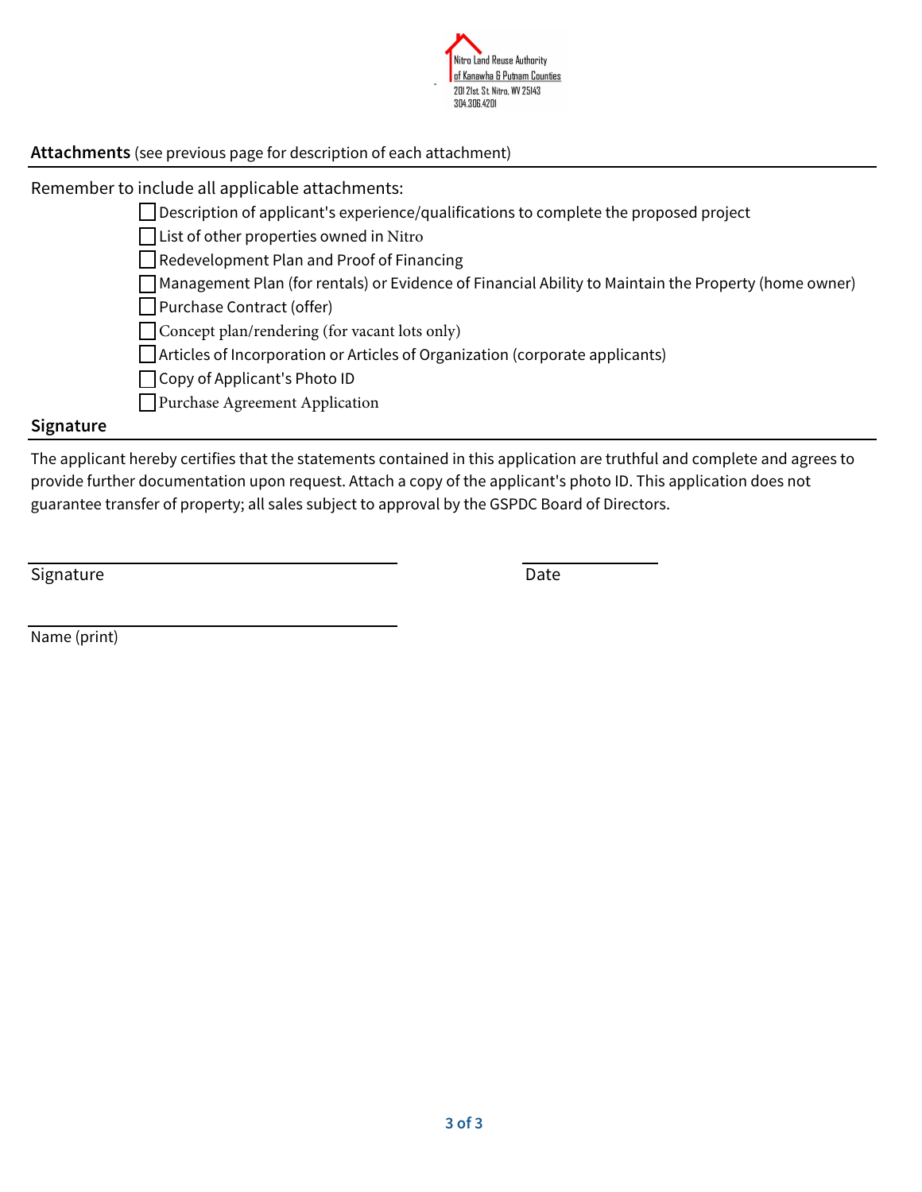Nitro Land Reuse Authority
of Kanawha & Putnam Counties
201 21st. St. Nitro, WV 25143
304.306.4201

## Attachments (see previous page for description of each attachment)

Remember to include all applicable attachments:

- ☐ Description of applicant's experience/qualifications to complete the proposed project
- ☐ List of other properties owned in Nitro
- ☐ Redevelopment Plan and Proof of Financing
- ☐ Management Plan (for rentals) or Evidence of Financial Ability to Maintain the Property (home owner)
- ☐ Purchase Contract (offer)
- ☐ Concept plan/rendering (for vacant lots only)
- ☐ Articles of Incorporation or Articles of Organization (corporate applicants)
- ☐ Copy of Applicant's Photo ID
- ☐ Purchase Agreement Application

## Signature

The applicant hereby certifies that the statements contained in this application are truthful and complete and agrees to provide further documentation upon request. Attach a copy of the applicant's photo ID. This application does not guarantee transfer of property; all sales subject to approval by the GSPDC Board of Directors.

\_\_\_\_\_\_\_\_\_\_\_\_\_\_\_\_\_\_\_\_\_\_\_\_\_\_\_\_\_\_\_\_\_\_\_\_\_\_\_\_ \_\_\_\_\_\_\_\_\_\_\_\_\_\_\_\_
Signature Date

\_\_\_\_\_\_\_\_\_\_\_\_\_\_\_\_\_\_\_\_\_\_\_\_\_\_\_\_\_\_\_\_\_\_\_\_\_\_\_\_
Name (print)